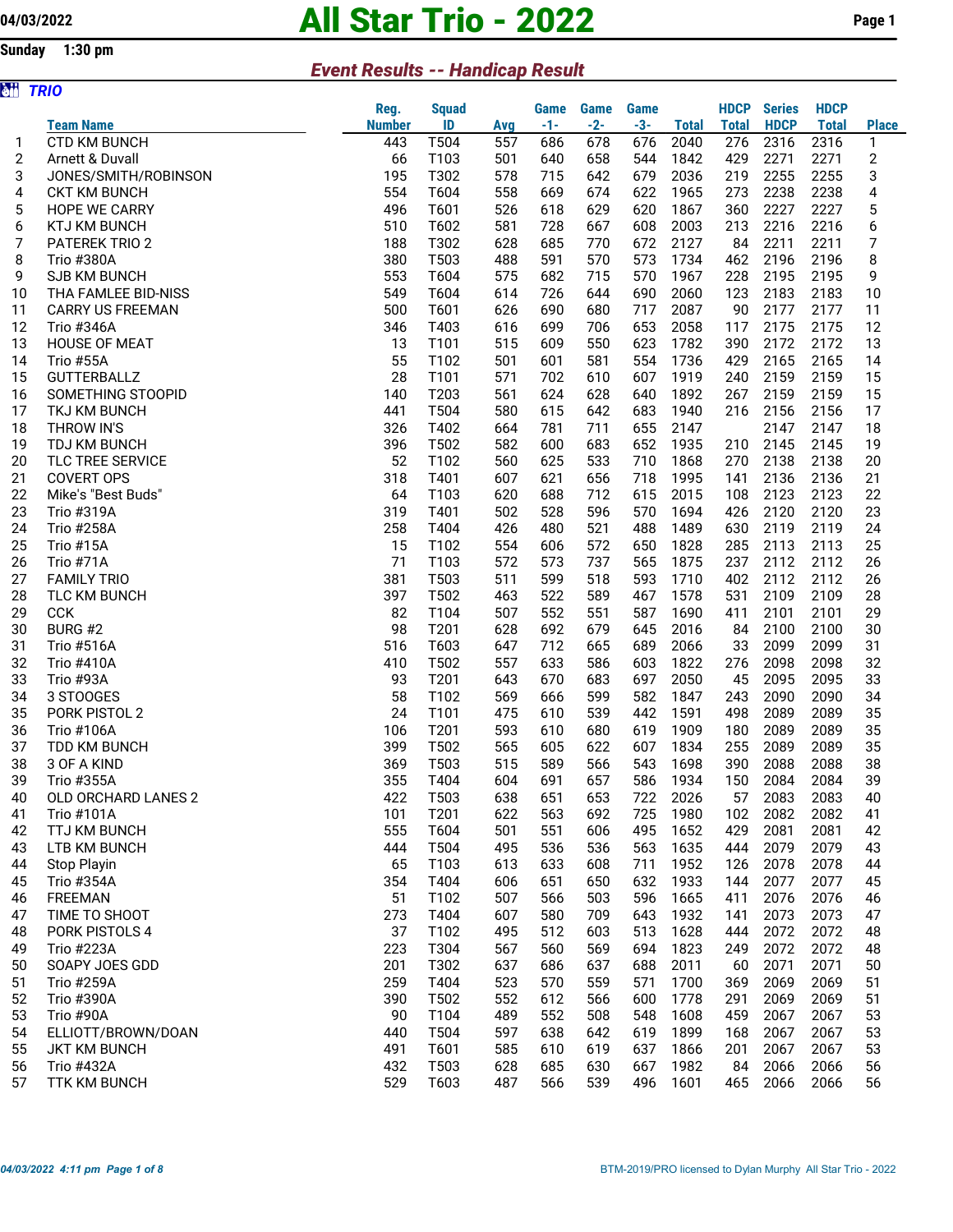04/03/2022

# All Star Trio - 2022

Sunday 1:30 pm

## *Event Results -- Handicap Result*

### *TRIO*

| | Team Name | Reg. Number | Squad ID | Avg | Game -1- | Game -2- | Game -3- | Total | HDCP Total | Series HDCP | HDCP Total | Place |
|---|---|---|---|---|---|---|---|---|---|---|---|---|
| 1 | CTD KM BUNCH | 443 | T504 | 557 | 686 | 678 | 676 | 2040 | 276 | 2316 | 2316 | 1 |
| 2 | Arnett & Duvall | 66 | T103 | 501 | 640 | 658 | 544 | 1842 | 429 | 2271 | 2271 | 2 |
| 3 | JONES/SMITH/ROBINSON | 195 | T302 | 578 | 715 | 642 | 679 | 2036 | 219 | 2255 | 2255 | 3 |
| 4 | CKT KM BUNCH | 554 | T604 | 558 | 669 | 674 | 622 | 1965 | 273 | 2238 | 2238 | 4 |
| 5 | HOPE WE CARRY | 496 | T601 | 526 | 618 | 629 | 620 | 1867 | 360 | 2227 | 2227 | 5 |
| 6 | KTJ KM BUNCH | 510 | T602 | 581 | 728 | 667 | 608 | 2003 | 213 | 2216 | 2216 | 6 |
| 7 | PATEREK TRIO 2 | 188 | T302 | 628 | 685 | 770 | 672 | 2127 | 84 | 2211 | 2211 | 7 |
| 8 | Trio #380A | 380 | T503 | 488 | 591 | 570 | 573 | 1734 | 462 | 2196 | 2196 | 8 |
| 9 | SJB KM BUNCH | 553 | T604 | 575 | 682 | 715 | 570 | 1967 | 228 | 2195 | 2195 | 9 |
| 10 | THA FAMLEE BID-NISS | 549 | T604 | 614 | 726 | 644 | 690 | 2060 | 123 | 2183 | 2183 | 10 |
| 11 | CARRY US FREEMAN | 500 | T601 | 626 | 690 | 680 | 717 | 2087 | 90 | 2177 | 2177 | 11 |
| 12 | Trio #346A | 346 | T403 | 616 | 699 | 706 | 653 | 2058 | 117 | 2175 | 2175 | 12 |
| 13 | HOUSE OF MEAT | 13 | T101 | 515 | 609 | 550 | 623 | 1782 | 390 | 2172 | 2172 | 13 |
| 14 | Trio #55A | 55 | T102 | 501 | 601 | 581 | 554 | 1736 | 429 | 2165 | 2165 | 14 |
| 15 | GUTTERBALLZ | 28 | T101 | 571 | 702 | 610 | 607 | 1919 | 240 | 2159 | 2159 | 15 |
| 16 | SOMETHING STOOPID | 140 | T203 | 561 | 624 | 628 | 640 | 1892 | 267 | 2159 | 2159 | 15 |
| 17 | TKJ KM BUNCH | 441 | T504 | 580 | 615 | 642 | 683 | 1940 | 216 | 2156 | 2156 | 17 |
| 18 | THROW IN'S | 326 | T402 | 664 | 781 | 711 | 655 | 2147 | | 2147 | 2147 | 18 |
| 19 | TDJ KM BUNCH | 396 | T502 | 582 | 600 | 683 | 652 | 1935 | 210 | 2145 | 2145 | 19 |
| 20 | TLC TREE SERVICE | 52 | T102 | 560 | 625 | 533 | 710 | 1868 | 270 | 2138 | 2138 | 20 |
| 21 | COVERT OPS | 318 | T401 | 607 | 621 | 656 | 718 | 1995 | 141 | 2136 | 2136 | 21 |
| 22 | Mike's "Best Buds" | 64 | T103 | 620 | 688 | 712 | 615 | 2015 | 108 | 2123 | 2123 | 22 |
| 23 | Trio #319A | 319 | T401 | 502 | 528 | 596 | 570 | 1694 | 426 | 2120 | 2120 | 23 |
| 24 | Trio #258A | 258 | T404 | 426 | 480 | 521 | 488 | 1489 | 630 | 2119 | 2119 | 24 |
| 25 | Trio #15A | 15 | T102 | 554 | 606 | 572 | 650 | 1828 | 285 | 2113 | 2113 | 25 |
| 26 | Trio #71A | 71 | T103 | 572 | 573 | 737 | 565 | 1875 | 237 | 2112 | 2112 | 26 |
| 27 | FAMILY TRIO | 381 | T503 | 511 | 599 | 518 | 593 | 1710 | 402 | 2112 | 2112 | 26 |
| 28 | TLC KM BUNCH | 397 | T502 | 463 | 522 | 589 | 467 | 1578 | 531 | 2109 | 2109 | 28 |
| 29 | CCK | 82 | T104 | 507 | 552 | 551 | 587 | 1690 | 411 | 2101 | 2101 | 29 |
| 30 | BURG #2 | 98 | T201 | 628 | 692 | 679 | 645 | 2016 | 84 | 2100 | 2100 | 30 |
| 31 | Trio #516A | 516 | T603 | 647 | 712 | 665 | 689 | 2066 | 33 | 2099 | 2099 | 31 |
| 32 | Trio #410A | 410 | T502 | 557 | 633 | 586 | 603 | 1822 | 276 | 2098 | 2098 | 32 |
| 33 | Trio #93A | 93 | T201 | 643 | 670 | 683 | 697 | 2050 | 45 | 2095 | 2095 | 33 |
| 34 | 3 STOOGES | 58 | T102 | 569 | 666 | 599 | 582 | 1847 | 243 | 2090 | 2090 | 34 |
| 35 | PORK PISTOL 2 | 24 | T101 | 475 | 610 | 539 | 442 | 1591 | 498 | 2089 | 2089 | 35 |
| 36 | Trio #106A | 106 | T201 | 593 | 610 | 680 | 619 | 1909 | 180 | 2089 | 2089 | 35 |
| 37 | TDD KM BUNCH | 399 | T502 | 565 | 605 | 622 | 607 | 1834 | 255 | 2089 | 2089 | 35 |
| 38 | 3 OF A KIND | 369 | T503 | 515 | 589 | 566 | 543 | 1698 | 390 | 2088 | 2088 | 38 |
| 39 | Trio #355A | 355 | T404 | 604 | 691 | 657 | 586 | 1934 | 150 | 2084 | 2084 | 39 |
| 40 | OLD ORCHARD LANES 2 | 422 | T503 | 638 | 651 | 653 | 722 | 2026 | 57 | 2083 | 2083 | 40 |
| 41 | Trio #101A | 101 | T201 | 622 | 563 | 692 | 725 | 1980 | 102 | 2082 | 2082 | 41 |
| 42 | TTJ KM BUNCH | 555 | T604 | 501 | 551 | 606 | 495 | 1652 | 429 | 2081 | 2081 | 42 |
| 43 | LTB KM BUNCH | 444 | T504 | 495 | 536 | 536 | 563 | 1635 | 444 | 2079 | 2079 | 43 |
| 44 | Stop Playin | 65 | T103 | 613 | 633 | 608 | 711 | 1952 | 126 | 2078 | 2078 | 44 |
| 45 | Trio #354A | 354 | T404 | 606 | 651 | 650 | 632 | 1933 | 144 | 2077 | 2077 | 45 |
| 46 | FREEMAN | 51 | T102 | 507 | 566 | 503 | 596 | 1665 | 411 | 2076 | 2076 | 46 |
| 47 | TIME TO SHOOT | 273 | T404 | 607 | 580 | 709 | 643 | 1932 | 141 | 2073 | 2073 | 47 |
| 48 | PORK PISTOLS 4 | 37 | T102 | 495 | 512 | 603 | 513 | 1628 | 444 | 2072 | 2072 | 48 |
| 49 | Trio #223A | 223 | T304 | 567 | 560 | 569 | 694 | 1823 | 249 | 2072 | 2072 | 48 |
| 50 | SOAPY JOES GDD | 201 | T302 | 637 | 686 | 637 | 688 | 2011 | 60 | 2071 | 2071 | 50 |
| 51 | Trio #259A | 259 | T404 | 523 | 570 | 559 | 571 | 1700 | 369 | 2069 | 2069 | 51 |
| 52 | Trio #390A | 390 | T502 | 552 | 612 | 566 | 600 | 1778 | 291 | 2069 | 2069 | 51 |
| 53 | Trio #90A | 90 | T104 | 489 | 552 | 508 | 548 | 1608 | 459 | 2067 | 2067 | 53 |
| 54 | ELLIOTT/BROWN/DOAN | 440 | T504 | 597 | 638 | 642 | 619 | 1899 | 168 | 2067 | 2067 | 53 |
| 55 | JKT KM BUNCH | 491 | T601 | 585 | 610 | 619 | 637 | 1866 | 201 | 2067 | 2067 | 53 |
| 56 | Trio #432A | 432 | T503 | 628 | 685 | 630 | 667 | 1982 | 84 | 2066 | 2066 | 56 |
| 57 | TTK KM BUNCH | 529 | T603 | 487 | 566 | 539 | 496 | 1601 | 465 | 2066 | 2066 | 56 |

04/03/2022 4:11 pm

BTM-2019/PRO licensed to Dylan Murphy All Star Trio - 2022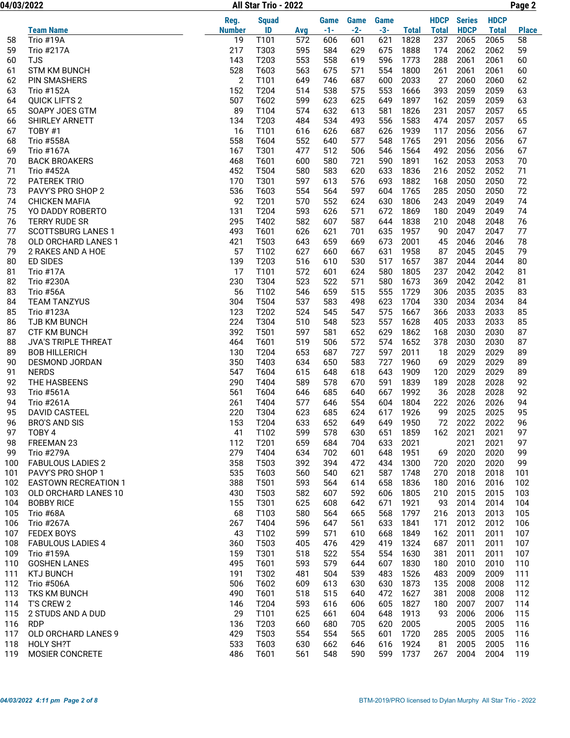# All Star Trio - 2022

04/03/2022

| | Team Name | Reg. Number | Squad ID | Avg | Game -1- | Game -2- | Game -3- | Total | HDCP Total | Series HDCP | HDCP Total | Place |
|---|---|---|---|---|---|---|---|---|---|---|---|---|
| 58 | Trio #19A | 19 | T101 | 572 | 606 | 601 | 621 | 1828 | 237 | 2065 | 2065 | 58 |
| 59 | Trio #217A | 217 | T303 | 595 | 584 | 629 | 675 | 1888 | 174 | 2062 | 2062 | 59 |
| 60 | TJS | 143 | T203 | 553 | 558 | 619 | 596 | 1773 | 288 | 2061 | 2061 | 60 |
| 61 | STM KM BUNCH | 528 | T603 | 563 | 675 | 571 | 554 | 1800 | 261 | 2061 | 2061 | 60 |
| 62 | PIN SMASHERS | 2 | T101 | 649 | 746 | 687 | 600 | 2033 | 27 | 2060 | 2060 | 62 |
| 63 | Trio #152A | 152 | T204 | 514 | 538 | 575 | 553 | 1666 | 393 | 2059 | 2059 | 63 |
| 64 | QUICK LIFTS 2 | 507 | T602 | 599 | 623 | 625 | 649 | 1897 | 162 | 2059 | 2059 | 63 |
| 65 | SOAPY JOES GTM | 89 | T104 | 574 | 632 | 613 | 581 | 1826 | 231 | 2057 | 2057 | 65 |
| 66 | SHIRLEY ARNETT | 134 | T203 | 484 | 534 | 493 | 556 | 1583 | 474 | 2057 | 2057 | 65 |
| 67 | TOBY #1 | 16 | T101 | 616 | 626 | 687 | 626 | 1939 | 117 | 2056 | 2056 | 67 |
| 68 | Trio #558A | 558 | T604 | 552 | 640 | 577 | 548 | 1765 | 291 | 2056 | 2056 | 67 |
| 69 | Trio #167A | 167 | T301 | 477 | 512 | 506 | 546 | 1564 | 492 | 2056 | 2056 | 67 |
| 70 | BACK BROAKERS | 468 | T601 | 600 | 580 | 721 | 590 | 1891 | 162 | 2053 | 2053 | 70 |
| 71 | Trio #452A | 452 | T504 | 580 | 583 | 620 | 633 | 1836 | 216 | 2052 | 2052 | 71 |
| 72 | PATEREK TRIO | 170 | T301 | 597 | 613 | 576 | 693 | 1882 | 168 | 2050 | 2050 | 72 |
| 73 | PAVY'S PRO SHOP 2 | 536 | T603 | 554 | 564 | 597 | 604 | 1765 | 285 | 2050 | 2050 | 72 |
| 74 | CHICKEN MAFIA | 92 | T201 | 570 | 552 | 624 | 630 | 1806 | 243 | 2049 | 2049 | 74 |
| 75 | YO DADDY ROBERTO | 131 | T204 | 593 | 626 | 571 | 672 | 1869 | 180 | 2049 | 2049 | 74 |
| 76 | TERRY RUDE SR | 295 | T402 | 582 | 607 | 587 | 644 | 1838 | 210 | 2048 | 2048 | 76 |
| 77 | SCOTTSBURG LANES 1 | 493 | T601 | 626 | 621 | 701 | 635 | 1957 | 90 | 2047 | 2047 | 77 |
| 78 | OLD ORCHARD LANES 1 | 421 | T503 | 643 | 659 | 669 | 673 | 2001 | 45 | 2046 | 2046 | 78 |
| 79 | 2 RAKES AND A HOE | 57 | T102 | 627 | 660 | 667 | 631 | 1958 | 87 | 2045 | 2045 | 79 |
| 80 | ED SIDES | 139 | T203 | 516 | 610 | 530 | 517 | 1657 | 387 | 2044 | 2044 | 80 |
| 81 | Trio #17A | 17 | T101 | 572 | 601 | 624 | 580 | 1805 | 237 | 2042 | 2042 | 81 |
| 82 | Trio #230A | 230 | T304 | 523 | 522 | 571 | 580 | 1673 | 369 | 2042 | 2042 | 81 |
| 83 | Trio #56A | 56 | T102 | 546 | 659 | 515 | 555 | 1729 | 306 | 2035 | 2035 | 83 |
| 84 | TEAM TANZYUS | 304 | T504 | 537 | 583 | 498 | 623 | 1704 | 330 | 2034 | 2034 | 84 |
| 85 | Trio #123A | 123 | T202 | 524 | 545 | 547 | 575 | 1667 | 366 | 2033 | 2033 | 85 |
| 86 | TJB KM BUNCH | 224 | T304 | 510 | 548 | 523 | 557 | 1628 | 405 | 2033 | 2033 | 85 |
| 87 | CTF KM BUNCH | 392 | T501 | 597 | 581 | 652 | 629 | 1862 | 168 | 2030 | 2030 | 87 |
| 88 | JVA'S TRIPLE THREAT | 464 | T601 | 519 | 506 | 572 | 574 | 1652 | 378 | 2030 | 2030 | 87 |
| 89 | BOB HILLERICH | 130 | T204 | 653 | 687 | 727 | 597 | 2011 | 18 | 2029 | 2029 | 89 |
| 90 | DESMOND JORDAN | 350 | T403 | 634 | 650 | 583 | 727 | 1960 | 69 | 2029 | 2029 | 89 |
| 91 | NERDS | 547 | T604 | 615 | 648 | 618 | 643 | 1909 | 120 | 2029 | 2029 | 89 |
| 92 | THE HASBEENS | 290 | T404 | 589 | 578 | 670 | 591 | 1839 | 189 | 2028 | 2028 | 92 |
| 93 | Trio #561A | 561 | T604 | 646 | 685 | 640 | 667 | 1992 | 36 | 2028 | 2028 | 92 |
| 94 | Trio #261A | 261 | T404 | 577 | 646 | 554 | 604 | 1804 | 222 | 2026 | 2026 | 94 |
| 95 | DAVID CASTEEL | 220 | T304 | 623 | 685 | 624 | 617 | 1926 | 99 | 2025 | 2025 | 95 |
| 96 | BRO'S AND SIS | 153 | T204 | 633 | 652 | 649 | 649 | 1950 | 72 | 2022 | 2022 | 96 |
| 97 | TOBY 4 | 41 | T102 | 599 | 578 | 630 | 651 | 1859 | 162 | 2021 | 2021 | 97 |
| 98 | FREEMAN 23 | 112 | T201 | 659 | 684 | 704 | 633 | 2021 | | 2021 | 2021 | 97 |
| 99 | Trio #279A | 279 | T404 | 634 | 702 | 601 | 648 | 1951 | 69 | 2020 | 2020 | 99 |
| 100 | FABULOUS LADIES 2 | 358 | T503 | 392 | 394 | 472 | 434 | 1300 | 720 | 2020 | 2020 | 99 |
| 101 | PAVY'S PRO SHOP 1 | 535 | T603 | 560 | 540 | 621 | 587 | 1748 | 270 | 2018 | 2018 | 101 |
| 102 | EASTOWN RECREATION 1 | 388 | T501 | 593 | 564 | 614 | 658 | 1836 | 180 | 2016 | 2016 | 102 |
| 103 | OLD ORCHARD LANES 10 | 430 | T503 | 582 | 607 | 592 | 606 | 1805 | 210 | 2015 | 2015 | 103 |
| 104 | BOBBY RICE | 155 | T301 | 625 | 608 | 642 | 671 | 1921 | 93 | 2014 | 2014 | 104 |
| 105 | Trio #68A | 68 | T103 | 580 | 564 | 665 | 568 | 1797 | 216 | 2013 | 2013 | 105 |
| 106 | Trio #267A | 267 | T404 | 596 | 647 | 561 | 633 | 1841 | 171 | 2012 | 2012 | 106 |
| 107 | FEDEX BOYS | 43 | T102 | 599 | 571 | 610 | 668 | 1849 | 162 | 2011 | 2011 | 107 |
| 108 | FABULOUS LADIES 4 | 360 | T503 | 405 | 476 | 429 | 419 | 1324 | 687 | 2011 | 2011 | 107 |
| 109 | Trio #159A | 159 | T301 | 518 | 522 | 554 | 554 | 1630 | 381 | 2011 | 2011 | 107 |
| 110 | GOSHEN LANES | 495 | T601 | 593 | 579 | 644 | 607 | 1830 | 180 | 2010 | 2010 | 110 |
| 111 | KTJ BUNCH | 191 | T302 | 481 | 504 | 539 | 483 | 1526 | 483 | 2009 | 2009 | 111 |
| 112 | Trio #506A | 506 | T602 | 609 | 613 | 630 | 630 | 1873 | 135 | 2008 | 2008 | 112 |
| 113 | TKS KM BUNCH | 490 | T601 | 518 | 515 | 640 | 472 | 1627 | 381 | 2008 | 2008 | 112 |
| 114 | T'S CREW 2 | 146 | T204 | 593 | 616 | 606 | 605 | 1827 | 180 | 2007 | 2007 | 114 |
| 115 | 2 STUDS AND A DUD | 29 | T101 | 625 | 661 | 604 | 648 | 1913 | 93 | 2006 | 2006 | 115 |
| 116 | RDP | 136 | T203 | 660 | 680 | 705 | 620 | 2005 | | 2005 | 2005 | 116 |
| 117 | OLD ORCHARD LANES 9 | 429 | T503 | 554 | 554 | 565 | 601 | 1720 | 285 | 2005 | 2005 | 116 |
| 118 | HOLY SH?T | 533 | T603 | 630 | 662 | 646 | 616 | 1924 | 81 | 2005 | 2005 | 116 |
| 119 | MOSIER CONCRETE | 486 | T601 | 561 | 548 | 590 | 599 | 1737 | 267 | 2004 | 2004 | 119 |

*04/03/2022 4:11 pm Page 2 of 8*

BTM-2019/PRO licensed to Dylan Murphy All Star Trio - 2022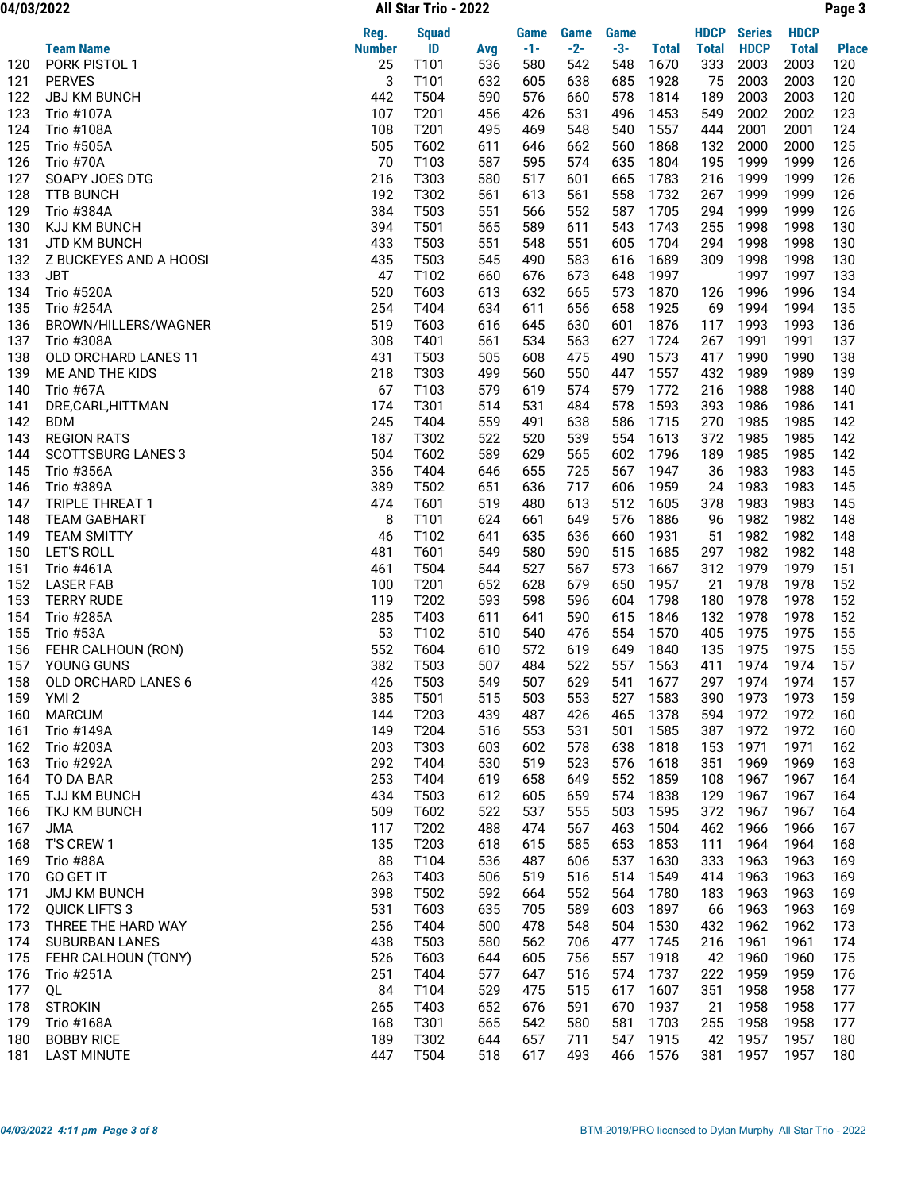# All Star Trio - 2022

| | Team Name | Reg. Number | Squad ID | Avg | Game -1- | Game -2- | Game -3- | Total | HDCP Total | Series HDCP | HDCP Total | Place |
|---|---|---|---|---|---|---|---|---|---|---|---|---|
| 120 | PORK PISTOL 1 | 25 | T101 | 536 | 580 | 542 | 548 | 1670 | 333 | 2003 | 2003 | 120 |
| 121 | PERVES | 3 | T101 | 632 | 605 | 638 | 685 | 1928 | 75 | 2003 | 2003 | 120 |
| 122 | JBJ KM BUNCH | 442 | T504 | 590 | 576 | 660 | 578 | 1814 | 189 | 2003 | 2003 | 120 |
| 123 | Trio #107A | 107 | T201 | 456 | 426 | 531 | 496 | 1453 | 549 | 2002 | 2002 | 123 |
| 124 | Trio #108A | 108 | T201 | 495 | 469 | 548 | 540 | 1557 | 444 | 2001 | 2001 | 124 |
| 125 | Trio #505A | 505 | T602 | 611 | 646 | 662 | 560 | 1868 | 132 | 2000 | 2000 | 125 |
| 126 | Trio #70A | 70 | T103 | 587 | 595 | 574 | 635 | 1804 | 195 | 1999 | 1999 | 126 |
| 127 | SOAPY JOES DTG | 216 | T303 | 580 | 517 | 601 | 665 | 1783 | 216 | 1999 | 1999 | 126 |
| 128 | TTB BUNCH | 192 | T302 | 561 | 613 | 561 | 558 | 1732 | 267 | 1999 | 1999 | 126 |
| 129 | Trio #384A | 384 | T503 | 551 | 566 | 552 | 587 | 1705 | 294 | 1999 | 1999 | 126 |
| 130 | KJJ KM BUNCH | 394 | T501 | 565 | 589 | 611 | 543 | 1743 | 255 | 1998 | 1998 | 130 |
| 131 | JTD KM BUNCH | 433 | T503 | 551 | 548 | 551 | 605 | 1704 | 294 | 1998 | 1998 | 130 |
| 132 | Z BUCKEYES AND A HOOSI | 435 | T503 | 545 | 490 | 583 | 616 | 1689 | 309 | 1998 | 1998 | 130 |
| 133 | JBT | 47 | T102 | 660 | 676 | 673 | 648 | 1997 | | 1997 | 1997 | 133 |
| 134 | Trio #520A | 520 | T603 | 613 | 632 | 665 | 573 | 1870 | 126 | 1996 | 1996 | 134 |
| 135 | Trio #254A | 254 | T404 | 634 | 611 | 656 | 658 | 1925 | 69 | 1994 | 1994 | 135 |
| 136 | BROWN/HILLERS/WAGNER | 519 | T603 | 616 | 645 | 630 | 601 | 1876 | 117 | 1993 | 1993 | 136 |
| 137 | Trio #308A | 308 | T401 | 561 | 534 | 563 | 627 | 1724 | 267 | 1991 | 1991 | 137 |
| 138 | OLD ORCHARD LANES 11 | 431 | T503 | 505 | 608 | 475 | 490 | 1573 | 417 | 1990 | 1990 | 138 |
| 139 | ME AND THE KIDS | 218 | T303 | 499 | 560 | 550 | 447 | 1557 | 432 | 1989 | 1989 | 139 |
| 140 | Trio #67A | 67 | T103 | 579 | 619 | 574 | 579 | 1772 | 216 | 1988 | 1988 | 140 |
| 141 | DRE,CARL,HITTMAN | 174 | T301 | 514 | 531 | 484 | 578 | 1593 | 393 | 1986 | 1986 | 141 |
| 142 | BDM | 245 | T404 | 559 | 491 | 638 | 586 | 1715 | 270 | 1985 | 1985 | 142 |
| 143 | REGION RATS | 187 | T302 | 522 | 520 | 539 | 554 | 1613 | 372 | 1985 | 1985 | 142 |
| 144 | SCOTTSBURG LANES 3 | 504 | T602 | 589 | 629 | 565 | 602 | 1796 | 189 | 1985 | 1985 | 142 |
| 145 | Trio #356A | 356 | T404 | 646 | 655 | 725 | 567 | 1947 | 36 | 1983 | 1983 | 145 |
| 146 | Trio #389A | 389 | T502 | 651 | 636 | 717 | 606 | 1959 | 24 | 1983 | 1983 | 145 |
| 147 | TRIPLE THREAT 1 | 474 | T601 | 519 | 480 | 613 | 512 | 1605 | 378 | 1983 | 1983 | 145 |
| 148 | TEAM GABHART | 8 | T101 | 624 | 661 | 649 | 576 | 1886 | 96 | 1982 | 1982 | 148 |
| 149 | TEAM SMITTY | 46 | T102 | 641 | 635 | 636 | 660 | 1931 | 51 | 1982 | 1982 | 148 |
| 150 | LET'S ROLL | 481 | T601 | 549 | 580 | 590 | 515 | 1685 | 297 | 1982 | 1982 | 148 |
| 151 | Trio #461A | 461 | T504 | 544 | 527 | 567 | 573 | 1667 | 312 | 1979 | 1979 | 151 |
| 152 | LASER FAB | 100 | T201 | 652 | 628 | 679 | 650 | 1957 | 21 | 1978 | 1978 | 152 |
| 153 | TERRY RUDE | 119 | T202 | 593 | 598 | 596 | 604 | 1798 | 180 | 1978 | 1978 | 152 |
| 154 | Trio #285A | 285 | T403 | 611 | 641 | 590 | 615 | 1846 | 132 | 1978 | 1978 | 152 |
| 155 | Trio #53A | 53 | T102 | 510 | 540 | 476 | 554 | 1570 | 405 | 1975 | 1975 | 155 |
| 156 | FEHR CALHOUN (RON) | 552 | T604 | 610 | 572 | 619 | 649 | 1840 | 135 | 1975 | 1975 | 155 |
| 157 | YOUNG GUNS | 382 | T503 | 507 | 484 | 522 | 557 | 1563 | 411 | 1974 | 1974 | 157 |
| 158 | OLD ORCHARD LANES 6 | 426 | T503 | 549 | 507 | 629 | 541 | 1677 | 297 | 1974 | 1974 | 157 |
| 159 | YMI 2 | 385 | T501 | 515 | 503 | 553 | 527 | 1583 | 390 | 1973 | 1973 | 159 |
| 160 | MARCUM | 144 | T203 | 439 | 487 | 426 | 465 | 1378 | 594 | 1972 | 1972 | 160 |
| 161 | Trio #149A | 149 | T204 | 516 | 553 | 531 | 501 | 1585 | 387 | 1972 | 1972 | 160 |
| 162 | Trio #203A | 203 | T303 | 603 | 602 | 578 | 638 | 1818 | 153 | 1971 | 1971 | 162 |
| 163 | Trio #292A | 292 | T404 | 530 | 519 | 523 | 576 | 1618 | 351 | 1969 | 1969 | 163 |
| 164 | TO DA BAR | 253 | T404 | 619 | 658 | 649 | 552 | 1859 | 108 | 1967 | 1967 | 164 |
| 165 | TJJ KM BUNCH | 434 | T503 | 612 | 605 | 659 | 574 | 1838 | 129 | 1967 | 1967 | 164 |
| 166 | TKJ KM BUNCH | 509 | T602 | 522 | 537 | 555 | 503 | 1595 | 372 | 1967 | 1967 | 164 |
| 167 | JMA | 117 | T202 | 488 | 474 | 567 | 463 | 1504 | 462 | 1966 | 1966 | 167 |
| 168 | T'S CREW 1 | 135 | T203 | 618 | 615 | 585 | 653 | 1853 | 111 | 1964 | 1964 | 168 |
| 169 | Trio #88A | 88 | T104 | 536 | 487 | 606 | 537 | 1630 | 333 | 1963 | 1963 | 169 |
| 170 | GO GET IT | 263 | T403 | 506 | 519 | 516 | 514 | 1549 | 414 | 1963 | 1963 | 169 |
| 171 | JMJ KM BUNCH | 398 | T502 | 592 | 664 | 552 | 564 | 1780 | 183 | 1963 | 1963 | 169 |
| 172 | QUICK LIFTS 3 | 531 | T603 | 635 | 705 | 589 | 603 | 1897 | 66 | 1963 | 1963 | 169 |
| 173 | THREE THE HARD WAY | 256 | T404 | 500 | 478 | 548 | 504 | 1530 | 432 | 1962 | 1962 | 173 |
| 174 | SUBURBAN LANES | 438 | T503 | 580 | 562 | 706 | 477 | 1745 | 216 | 1961 | 1961 | 174 |
| 175 | FEHR CALHOUN (TONY) | 526 | T603 | 644 | 605 | 756 | 557 | 1918 | 42 | 1960 | 1960 | 175 |
| 176 | Trio #251A | 251 | T404 | 577 | 647 | 516 | 574 | 1737 | 222 | 1959 | 1959 | 176 |
| 177 | QL | 84 | T104 | 529 | 475 | 515 | 617 | 1607 | 351 | 1958 | 1958 | 177 |
| 178 | STROKIN | 265 | T403 | 652 | 676 | 591 | 670 | 1937 | 21 | 1958 | 1958 | 177 |
| 179 | Trio #168A | 168 | T301 | 565 | 542 | 580 | 581 | 1703 | 255 | 1958 | 1958 | 177 |
| 180 | BOBBY RICE | 189 | T302 | 644 | 657 | 711 | 547 | 1915 | 42 | 1957 | 1957 | 180 |
| 181 | LAST MINUTE | 447 | T504 | 518 | 617 | 493 | 466 | 1576 | 381 | 1957 | 1957 | 180 |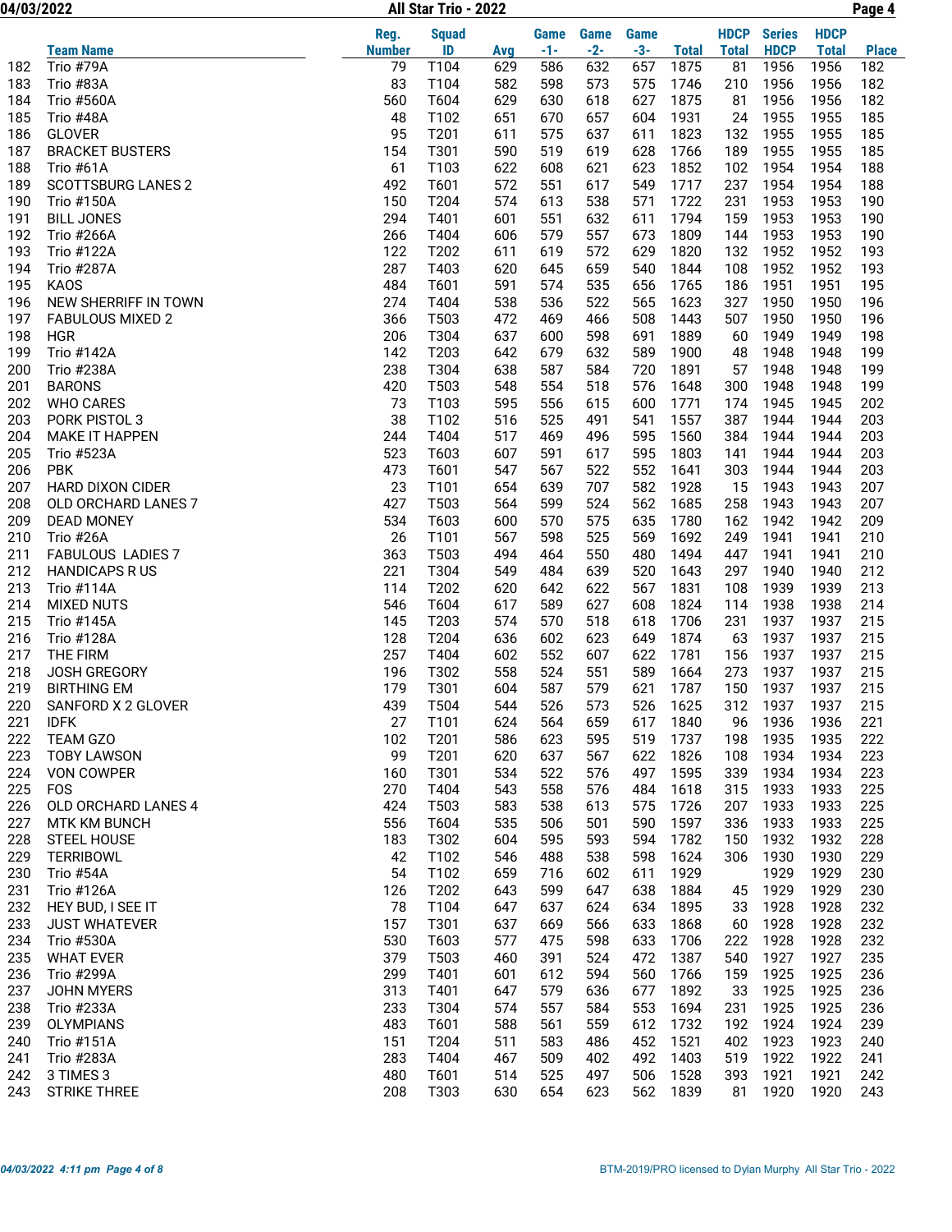| | Team Name | Reg. Number | Squad ID | Avg | Game -1- | Game -2- | Game -3- | Total | HDCP Total | Series HDCP | HDCP Total | Place |
|---|---|---|---|---|---|---|---|---|---|---|---|---|
| 182 | Trio #79A | 79 | T104 | 629 | 586 | 632 | 657 | 1875 | 81 | 1956 | 1956 | 182 |
| 183 | Trio #83A | 83 | T104 | 582 | 598 | 573 | 575 | 1746 | 210 | 1956 | 1956 | 182 |
| 184 | Trio #560A | 560 | T604 | 629 | 630 | 618 | 627 | 1875 | 81 | 1956 | 1956 | 182 |
| 185 | Trio #48A | 48 | T102 | 651 | 670 | 657 | 604 | 1931 | 24 | 1955 | 1955 | 185 |
| 186 | GLOVER | 95 | T201 | 611 | 575 | 637 | 611 | 1823 | 132 | 1955 | 1955 | 185 |
| 187 | BRACKET BUSTERS | 154 | T301 | 590 | 519 | 619 | 628 | 1766 | 189 | 1955 | 1955 | 185 |
| 188 | Trio #61A | 61 | T103 | 622 | 608 | 621 | 623 | 1852 | 102 | 1954 | 1954 | 188 |
| 189 | SCOTTSBURG LANES 2 | 492 | T601 | 572 | 551 | 617 | 549 | 1717 | 237 | 1954 | 1954 | 188 |
| 190 | Trio #150A | 150 | T204 | 574 | 613 | 538 | 571 | 1722 | 231 | 1953 | 1953 | 190 |
| 191 | BILL JONES | 294 | T401 | 601 | 551 | 632 | 611 | 1794 | 159 | 1953 | 1953 | 190 |
| 192 | Trio #266A | 266 | T404 | 606 | 579 | 557 | 673 | 1809 | 144 | 1953 | 1953 | 190 |
| 193 | Trio #122A | 122 | T202 | 611 | 619 | 572 | 629 | 1820 | 132 | 1952 | 1952 | 193 |
| 194 | Trio #287A | 287 | T403 | 620 | 645 | 659 | 540 | 1844 | 108 | 1952 | 1952 | 193 |
| 195 | KAOS | 484 | T601 | 591 | 574 | 535 | 656 | 1765 | 186 | 1951 | 1951 | 195 |
| 196 | NEW SHERRIFF IN TOWN | 274 | T404 | 538 | 536 | 522 | 565 | 1623 | 327 | 1950 | 1950 | 196 |
| 197 | FABULOUS MIXED 2 | 366 | T503 | 472 | 469 | 466 | 508 | 1443 | 507 | 1950 | 1950 | 196 |
| 198 | HGR | 206 | T304 | 637 | 600 | 598 | 691 | 1889 | 60 | 1949 | 1949 | 198 |
| 199 | Trio #142A | 142 | T203 | 642 | 679 | 632 | 589 | 1900 | 48 | 1948 | 1948 | 199 |
| 200 | Trio #238A | 238 | T304 | 638 | 587 | 584 | 720 | 1891 | 57 | 1948 | 1948 | 199 |
| 201 | BARONS | 420 | T503 | 548 | 554 | 518 | 576 | 1648 | 300 | 1948 | 1948 | 199 |
| 202 | WHO CARES | 73 | T103 | 595 | 556 | 615 | 600 | 1771 | 174 | 1945 | 1945 | 202 |
| 203 | PORK PISTOL 3 | 38 | T102 | 516 | 525 | 491 | 541 | 1557 | 387 | 1944 | 1944 | 203 |
| 204 | MAKE IT HAPPEN | 244 | T404 | 517 | 469 | 496 | 595 | 1560 | 384 | 1944 | 1944 | 203 |
| 205 | Trio #523A | 523 | T603 | 607 | 591 | 617 | 595 | 1803 | 141 | 1944 | 1944 | 203 |
| 206 | PBK | 473 | T601 | 547 | 567 | 522 | 552 | 1641 | 303 | 1944 | 1944 | 203 |
| 207 | HARD DIXON CIDER | 23 | T101 | 654 | 639 | 707 | 582 | 1928 | 15 | 1943 | 1943 | 207 |
| 208 | OLD ORCHARD LANES 7 | 427 | T503 | 564 | 599 | 524 | 562 | 1685 | 258 | 1943 | 1943 | 207 |
| 209 | DEAD MONEY | 534 | T603 | 600 | 570 | 575 | 635 | 1780 | 162 | 1942 | 1942 | 209 |
| 210 | Trio #26A | 26 | T101 | 567 | 598 | 525 | 569 | 1692 | 249 | 1941 | 1941 | 210 |
| 211 | FABULOUS LADIES 7 | 363 | T503 | 494 | 464 | 550 | 480 | 1494 | 447 | 1941 | 1941 | 210 |
| 212 | HANDICAPS R US | 221 | T304 | 549 | 484 | 639 | 520 | 1643 | 297 | 1940 | 1940 | 212 |
| 213 | Trio #114A | 114 | T202 | 620 | 642 | 622 | 567 | 1831 | 108 | 1939 | 1939 | 213 |
| 214 | MIXED NUTS | 546 | T604 | 617 | 589 | 627 | 608 | 1824 | 114 | 1938 | 1938 | 214 |
| 215 | Trio #145A | 145 | T203 | 574 | 570 | 518 | 618 | 1706 | 231 | 1937 | 1937 | 215 |
| 216 | Trio #128A | 128 | T204 | 636 | 602 | 623 | 649 | 1874 | 63 | 1937 | 1937 | 215 |
| 217 | THE FIRM | 257 | T404 | 602 | 552 | 607 | 622 | 1781 | 156 | 1937 | 1937 | 215 |
| 218 | JOSH GREGORY | 196 | T302 | 558 | 524 | 551 | 589 | 1664 | 273 | 1937 | 1937 | 215 |
| 219 | BIRTHING EM | 179 | T301 | 604 | 587 | 579 | 621 | 1787 | 150 | 1937 | 1937 | 215 |
| 220 | SANFORD X 2 GLOVER | 439 | T504 | 544 | 526 | 573 | 526 | 1625 | 312 | 1937 | 1937 | 215 |
| 221 | IDFK | 27 | T101 | 624 | 564 | 659 | 617 | 1840 | 96 | 1936 | 1936 | 221 |
| 222 | TEAM GZO | 102 | T201 | 586 | 623 | 595 | 519 | 1737 | 198 | 1935 | 1935 | 222 |
| 223 | TOBY LAWSON | 99 | T201 | 620 | 637 | 567 | 622 | 1826 | 108 | 1934 | 1934 | 223 |
| 224 | VON COWPER | 160 | T301 | 534 | 522 | 576 | 497 | 1595 | 339 | 1934 | 1934 | 223 |
| 225 | FOS | 270 | T404 | 543 | 558 | 576 | 484 | 1618 | 315 | 1933 | 1933 | 225 |
| 226 | OLD ORCHARD LANES 4 | 424 | T503 | 583 | 538 | 613 | 575 | 1726 | 207 | 1933 | 1933 | 225 |
| 227 | MTK KM BUNCH | 556 | T604 | 535 | 506 | 501 | 590 | 1597 | 336 | 1933 | 1933 | 225 |
| 228 | STEEL HOUSE | 183 | T302 | 604 | 595 | 593 | 594 | 1782 | 150 | 1932 | 1932 | 228 |
| 229 | TERRIBOWL | 42 | T102 | 546 | 488 | 538 | 598 | 1624 | 306 | 1930 | 1930 | 229 |
| 230 | Trio #54A | 54 | T102 | 659 | 716 | 602 | 611 | 1929 | | 1929 | 1929 | 230 |
| 231 | Trio #126A | 126 | T202 | 643 | 599 | 647 | 638 | 1884 | 45 | 1929 | 1929 | 230 |
| 232 | HEY BUD, I SEE IT | 78 | T104 | 647 | 637 | 624 | 634 | 1895 | 33 | 1928 | 1928 | 232 |
| 233 | JUST WHATEVER | 157 | T301 | 637 | 669 | 566 | 633 | 1868 | 60 | 1928 | 1928 | 232 |
| 234 | Trio #530A | 530 | T603 | 577 | 475 | 598 | 633 | 1706 | 222 | 1928 | 1928 | 232 |
| 235 | WHAT EVER | 379 | T503 | 460 | 391 | 524 | 472 | 1387 | 540 | 1927 | 1927 | 235 |
| 236 | Trio #299A | 299 | T401 | 601 | 612 | 594 | 560 | 1766 | 159 | 1925 | 1925 | 236 |
| 237 | JOHN MYERS | 313 | T401 | 647 | 579 | 636 | 677 | 1892 | 33 | 1925 | 1925 | 236 |
| 238 | Trio #233A | 233 | T304 | 574 | 557 | 584 | 553 | 1694 | 231 | 1925 | 1925 | 236 |
| 239 | OLYMPIANS | 483 | T601 | 588 | 561 | 559 | 612 | 1732 | 192 | 1924 | 1924 | 239 |
| 240 | Trio #151A | 151 | T204 | 511 | 583 | 486 | 452 | 1521 | 402 | 1923 | 1923 | 240 |
| 241 | Trio #283A | 283 | T404 | 467 | 509 | 402 | 492 | 1403 | 519 | 1922 | 1922 | 241 |
| 242 | 3 TIMES 3 | 480 | T601 | 514 | 525 | 497 | 506 | 1528 | 393 | 1921 | 1921 | 242 |
| 243 | STRIKE THREE | 208 | T303 | 630 | 654 | 623 | 562 | 1839 | 81 | 1920 | 1920 | 243 |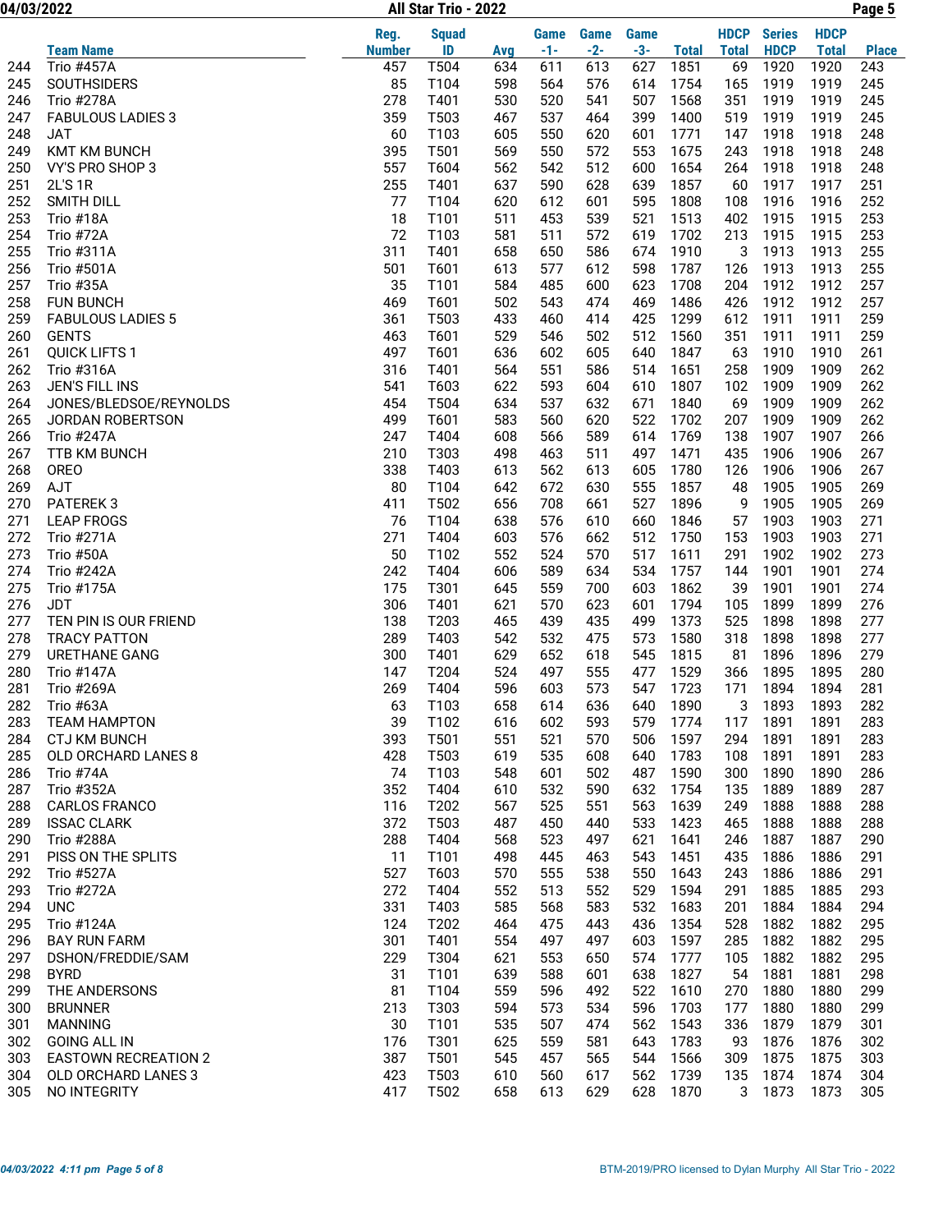# All Star Trio - 2022

04/03/2022

| | Team Name | Reg. Number | Squad ID | Avg | Game -1- | Game -2- | Game -3- | Total | HDCP Total | Series HDCP | HDCP Total | Place |
|---|---|---|---|---|---|---|---|---|---|---|---|---|
| 244 | Trio #457A | 457 | T504 | 634 | 611 | 613 | 627 | 1851 | 69 | 1920 | 1920 | 243 |
| 245 | SOUTHSIDERS | 85 | T104 | 598 | 564 | 576 | 614 | 1754 | 165 | 1919 | 1919 | 245 |
| 246 | Trio #278A | 278 | T401 | 530 | 520 | 541 | 507 | 1568 | 351 | 1919 | 1919 | 245 |
| 247 | FABULOUS LADIES 3 | 359 | T503 | 467 | 537 | 464 | 399 | 1400 | 519 | 1919 | 1919 | 245 |
| 248 | JAT | 60 | T103 | 605 | 550 | 620 | 601 | 1771 | 147 | 1918 | 1918 | 248 |
| 249 | KMT KM BUNCH | 395 | T501 | 569 | 550 | 572 | 553 | 1675 | 243 | 1918 | 1918 | 248 |
| 250 | VY'S PRO SHOP 3 | 557 | T604 | 562 | 542 | 512 | 600 | 1654 | 264 | 1918 | 1918 | 248 |
| 251 | 2L'S 1R | 255 | T401 | 637 | 590 | 628 | 639 | 1857 | 60 | 1917 | 1917 | 251 |
| 252 | SMITH DILL | 77 | T104 | 620 | 612 | 601 | 595 | 1808 | 108 | 1916 | 1916 | 252 |
| 253 | Trio #18A | 18 | T101 | 511 | 453 | 539 | 521 | 1513 | 402 | 1915 | 1915 | 253 |
| 254 | Trio #72A | 72 | T103 | 581 | 511 | 572 | 619 | 1702 | 213 | 1915 | 1915 | 253 |
| 255 | Trio #311A | 311 | T401 | 658 | 650 | 586 | 674 | 1910 | 3 | 1913 | 1913 | 255 |
| 256 | Trio #501A | 501 | T601 | 613 | 577 | 612 | 598 | 1787 | 126 | 1913 | 1913 | 255 |
| 257 | Trio #35A | 35 | T101 | 584 | 485 | 600 | 623 | 1708 | 204 | 1912 | 1912 | 257 |
| 258 | FUN BUNCH | 469 | T601 | 502 | 543 | 474 | 469 | 1486 | 426 | 1912 | 1912 | 257 |
| 259 | FABULOUS LADIES 5 | 361 | T503 | 433 | 460 | 414 | 425 | 1299 | 612 | 1911 | 1911 | 259 |
| 260 | GENTS | 463 | T601 | 529 | 546 | 502 | 512 | 1560 | 351 | 1911 | 1911 | 259 |
| 261 | QUICK LIFTS 1 | 497 | T601 | 636 | 602 | 605 | 640 | 1847 | 63 | 1910 | 1910 | 261 |
| 262 | Trio #316A | 316 | T401 | 564 | 551 | 586 | 514 | 1651 | 258 | 1909 | 1909 | 262 |
| 263 | JEN'S FILL INS | 541 | T603 | 622 | 593 | 604 | 610 | 1807 | 102 | 1909 | 1909 | 262 |
| 264 | JONES/BLEDSOE/REYNOLDS | 454 | T504 | 634 | 537 | 632 | 671 | 1840 | 69 | 1909 | 1909 | 262 |
| 265 | JORDAN ROBERTSON | 499 | T601 | 583 | 560 | 620 | 522 | 1702 | 207 | 1909 | 1909 | 262 |
| 266 | Trio #247A | 247 | T404 | 608 | 566 | 589 | 614 | 1769 | 138 | 1907 | 1907 | 266 |
| 267 | TTB KM BUNCH | 210 | T303 | 498 | 463 | 511 | 497 | 1471 | 435 | 1906 | 1906 | 267 |
| 268 | OREO | 338 | T403 | 613 | 562 | 613 | 605 | 1780 | 126 | 1906 | 1906 | 267 |
| 269 | AJT | 80 | T104 | 642 | 672 | 630 | 555 | 1857 | 48 | 1905 | 1905 | 269 |
| 270 | PATEREK 3 | 411 | T502 | 656 | 708 | 661 | 527 | 1896 | 9 | 1905 | 1905 | 269 |
| 271 | LEAP FROGS | 76 | T104 | 638 | 576 | 610 | 660 | 1846 | 57 | 1903 | 1903 | 271 |
| 272 | Trio #271A | 271 | T404 | 603 | 576 | 662 | 512 | 1750 | 153 | 1903 | 1903 | 271 |
| 273 | Trio #50A | 50 | T102 | 552 | 524 | 570 | 517 | 1611 | 291 | 1902 | 1902 | 273 |
| 274 | Trio #242A | 242 | T404 | 606 | 589 | 634 | 534 | 1757 | 144 | 1901 | 1901 | 274 |
| 275 | Trio #175A | 175 | T301 | 645 | 559 | 700 | 603 | 1862 | 39 | 1901 | 1901 | 274 |
| 276 | JDT | 306 | T401 | 621 | 570 | 623 | 601 | 1794 | 105 | 1899 | 1899 | 276 |
| 277 | TEN PIN IS OUR FRIEND | 138 | T203 | 465 | 439 | 435 | 499 | 1373 | 525 | 1898 | 1898 | 277 |
| 278 | TRACY PATTON | 289 | T403 | 542 | 532 | 475 | 573 | 1580 | 318 | 1898 | 1898 | 277 |
| 279 | URETHANE GANG | 300 | T401 | 629 | 652 | 618 | 545 | 1815 | 81 | 1896 | 1896 | 279 |
| 280 | Trio #147A | 147 | T204 | 524 | 497 | 555 | 477 | 1529 | 366 | 1895 | 1895 | 280 |
| 281 | Trio #269A | 269 | T404 | 596 | 603 | 573 | 547 | 1723 | 171 | 1894 | 1894 | 281 |
| 282 | Trio #63A | 63 | T103 | 658 | 614 | 636 | 640 | 1890 | 3 | 1893 | 1893 | 282 |
| 283 | TEAM HAMPTON | 39 | T102 | 616 | 602 | 593 | 579 | 1774 | 117 | 1891 | 1891 | 283 |
| 284 | CTJ KM BUNCH | 393 | T501 | 551 | 521 | 570 | 506 | 1597 | 294 | 1891 | 1891 | 283 |
| 285 | OLD ORCHARD LANES 8 | 428 | T503 | 619 | 535 | 608 | 640 | 1783 | 108 | 1891 | 1891 | 283 |
| 286 | Trio #74A | 74 | T103 | 548 | 601 | 502 | 487 | 1590 | 300 | 1890 | 1890 | 286 |
| 287 | Trio #352A | 352 | T404 | 610 | 532 | 590 | 632 | 1754 | 135 | 1889 | 1889 | 287 |
| 288 | CARLOS FRANCO | 116 | T202 | 567 | 525 | 551 | 563 | 1639 | 249 | 1888 | 1888 | 288 |
| 289 | ISSAC CLARK | 372 | T503 | 487 | 450 | 440 | 533 | 1423 | 465 | 1888 | 1888 | 288 |
| 290 | Trio #288A | 288 | T404 | 568 | 523 | 497 | 621 | 1641 | 246 | 1887 | 1887 | 290 |
| 291 | PISS ON THE SPLITS | 11 | T101 | 498 | 445 | 463 | 543 | 1451 | 435 | 1886 | 1886 | 291 |
| 292 | Trio #527A | 527 | T603 | 570 | 555 | 538 | 550 | 1643 | 243 | 1886 | 1886 | 291 |
| 293 | Trio #272A | 272 | T404 | 552 | 513 | 552 | 529 | 1594 | 291 | 1885 | 1885 | 293 |
| 294 | UNC | 331 | T403 | 585 | 568 | 583 | 532 | 1683 | 201 | 1884 | 1884 | 294 |
| 295 | Trio #124A | 124 | T202 | 464 | 475 | 443 | 436 | 1354 | 528 | 1882 | 1882 | 295 |
| 296 | BAY RUN FARM | 301 | T401 | 554 | 497 | 497 | 603 | 1597 | 285 | 1882 | 1882 | 295 |
| 297 | DSHON/FREDDIE/SAM | 229 | T304 | 621 | 553 | 650 | 574 | 1777 | 105 | 1882 | 1882 | 295 |
| 298 | BYRD | 31 | T101 | 639 | 588 | 601 | 638 | 1827 | 54 | 1881 | 1881 | 298 |
| 299 | THE ANDERSONS | 81 | T104 | 559 | 596 | 492 | 522 | 1610 | 270 | 1880 | 1880 | 299 |
| 300 | BRUNNER | 213 | T303 | 594 | 573 | 534 | 596 | 1703 | 177 | 1880 | 1880 | 299 |
| 301 | MANNING | 30 | T101 | 535 | 507 | 474 | 562 | 1543 | 336 | 1879 | 1879 | 301 |
| 302 | GOING ALL IN | 176 | T301 | 625 | 559 | 581 | 643 | 1783 | 93 | 1876 | 1876 | 302 |
| 303 | EASTOWN RECREATION 2 | 387 | T501 | 545 | 457 | 565 | 544 | 1566 | 309 | 1875 | 1875 | 303 |
| 304 | OLD ORCHARD LANES 3 | 423 | T503 | 610 | 560 | 617 | 562 | 1739 | 135 | 1874 | 1874 | 304 |
| 305 | NO INTEGRITY | 417 | T502 | 658 | 613 | 629 | 628 | 1870 | 3 | 1873 | 1873 | 305 |

*04/03/2022 4:11 pm*

BTM-2019/PRO licensed to Dylan Murphy All Star Trio - 2022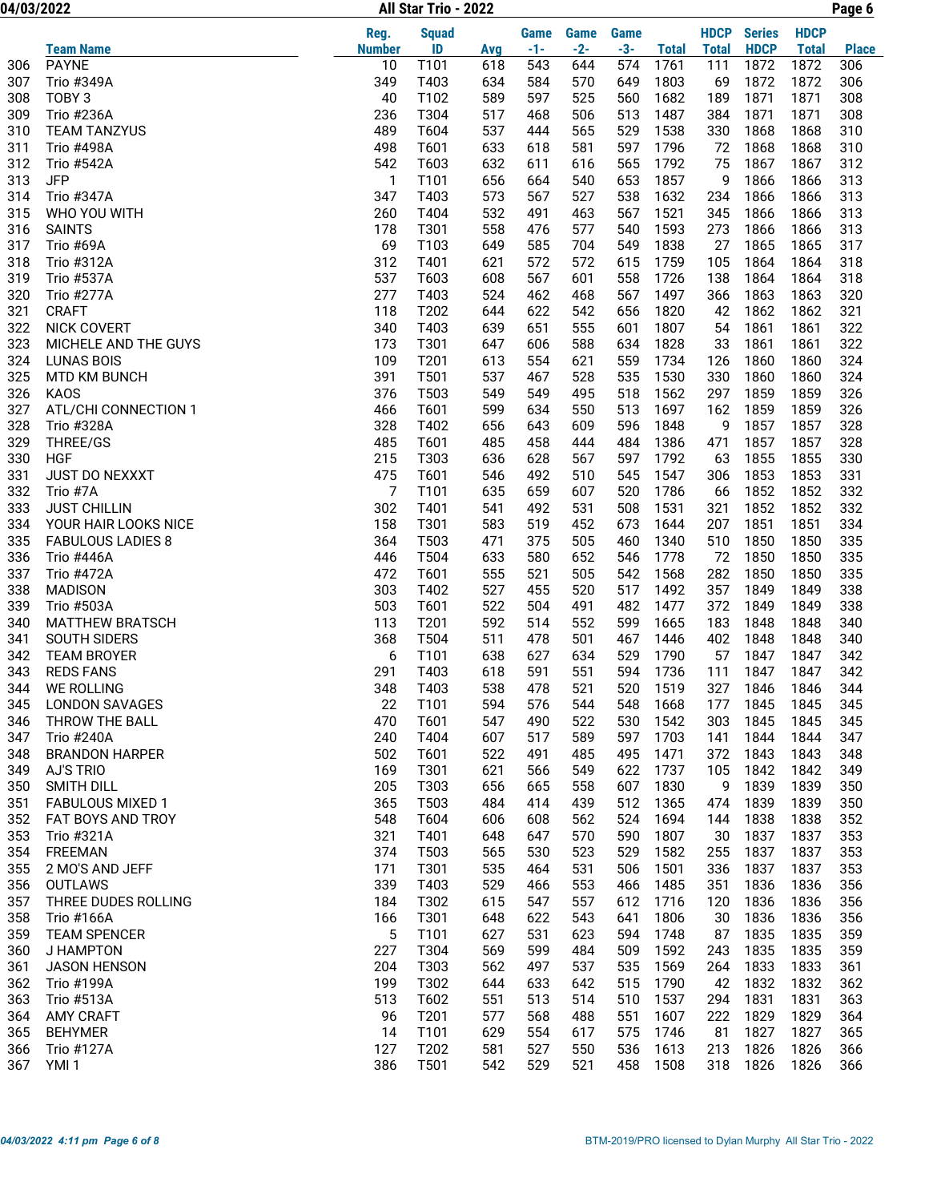| | Team Name | Reg. Number | Squad ID | Avg | Game -1- | Game -2- | Game -3- | Total | HDCP Total | Series HDCP | HDCP Total | Place |
|---|---|---|---|---|---|---|---|---|---|---|---|---|
| 306 | PAYNE | 10 | T101 | 618 | 543 | 644 | 574 | 1761 | 111 | 1872 | 1872 | 306 |
| 307 | Trio #349A | 349 | T403 | 634 | 584 | 570 | 649 | 1803 | 69 | 1872 | 1872 | 306 |
| 308 | TOBY 3 | 40 | T102 | 589 | 597 | 525 | 560 | 1682 | 189 | 1871 | 1871 | 308 |
| 309 | Trio #236A | 236 | T304 | 517 | 468 | 506 | 513 | 1487 | 384 | 1871 | 1871 | 308 |
| 310 | TEAM TANZYUS | 489 | T604 | 537 | 444 | 565 | 529 | 1538 | 330 | 1868 | 1868 | 310 |
| 311 | Trio #498A | 498 | T601 | 633 | 618 | 581 | 597 | 1796 | 72 | 1868 | 1868 | 310 |
| 312 | Trio #542A | 542 | T603 | 632 | 611 | 616 | 565 | 1792 | 75 | 1867 | 1867 | 312 |
| 313 | JFP | 1 | T101 | 656 | 664 | 540 | 653 | 1857 | 9 | 1866 | 1866 | 313 |
| 314 | Trio #347A | 347 | T403 | 573 | 567 | 527 | 538 | 1632 | 234 | 1866 | 1866 | 313 |
| 315 | WHO YOU WITH | 260 | T404 | 532 | 491 | 463 | 567 | 1521 | 345 | 1866 | 1866 | 313 |
| 316 | SAINTS | 178 | T301 | 558 | 476 | 577 | 540 | 1593 | 273 | 1866 | 1866 | 313 |
| 317 | Trio #69A | 69 | T103 | 649 | 585 | 704 | 549 | 1838 | 27 | 1865 | 1865 | 317 |
| 318 | Trio #312A | 312 | T401 | 621 | 572 | 572 | 615 | 1759 | 105 | 1864 | 1864 | 318 |
| 319 | Trio #537A | 537 | T603 | 608 | 567 | 601 | 558 | 1726 | 138 | 1864 | 1864 | 318 |
| 320 | Trio #277A | 277 | T403 | 524 | 462 | 468 | 567 | 1497 | 366 | 1863 | 1863 | 320 |
| 321 | CRAFT | 118 | T202 | 644 | 622 | 542 | 656 | 1820 | 42 | 1862 | 1862 | 321 |
| 322 | NICK COVERT | 340 | T403 | 639 | 651 | 555 | 601 | 1807 | 54 | 1861 | 1861 | 322 |
| 323 | MICHELE AND THE GUYS | 173 | T301 | 647 | 606 | 588 | 634 | 1828 | 33 | 1861 | 1861 | 322 |
| 324 | LUNAS BOIS | 109 | T201 | 613 | 554 | 621 | 559 | 1734 | 126 | 1860 | 1860 | 324 |
| 325 | MTD KM BUNCH | 391 | T501 | 537 | 467 | 528 | 535 | 1530 | 330 | 1860 | 1860 | 324 |
| 326 | KAOS | 376 | T503 | 549 | 549 | 495 | 518 | 1562 | 297 | 1859 | 1859 | 326 |
| 327 | ATL/CHI CONNECTION 1 | 466 | T601 | 599 | 634 | 550 | 513 | 1697 | 162 | 1859 | 1859 | 326 |
| 328 | Trio #328A | 328 | T402 | 656 | 643 | 609 | 596 | 1848 | 9 | 1857 | 1857 | 328 |
| 329 | THREE/GS | 485 | T601 | 485 | 458 | 444 | 484 | 1386 | 471 | 1857 | 1857 | 328 |
| 330 | HGF | 215 | T303 | 636 | 628 | 567 | 597 | 1792 | 63 | 1855 | 1855 | 330 |
| 331 | JUST DO NEXXXT | 475 | T601 | 546 | 492 | 510 | 545 | 1547 | 306 | 1853 | 1853 | 331 |
| 332 | Trio #7A | 7 | T101 | 635 | 659 | 607 | 520 | 1786 | 66 | 1852 | 1852 | 332 |
| 333 | JUST CHILLIN | 302 | T401 | 541 | 492 | 531 | 508 | 1531 | 321 | 1852 | 1852 | 332 |
| 334 | YOUR HAIR LOOKS NICE | 158 | T301 | 583 | 519 | 452 | 673 | 1644 | 207 | 1851 | 1851 | 334 |
| 335 | FABULOUS LADIES 8 | 364 | T503 | 471 | 375 | 505 | 460 | 1340 | 510 | 1850 | 1850 | 335 |
| 336 | Trio #446A | 446 | T504 | 633 | 580 | 652 | 546 | 1778 | 72 | 1850 | 1850 | 335 |
| 337 | Trio #472A | 472 | T601 | 555 | 521 | 505 | 542 | 1568 | 282 | 1850 | 1850 | 335 |
| 338 | MADISON | 303 | T402 | 527 | 455 | 520 | 517 | 1492 | 357 | 1849 | 1849 | 338 |
| 339 | Trio #503A | 503 | T601 | 522 | 504 | 491 | 482 | 1477 | 372 | 1849 | 1849 | 338 |
| 340 | MATTHEW BRATSCH | 113 | T201 | 592 | 514 | 552 | 599 | 1665 | 183 | 1848 | 1848 | 340 |
| 341 | SOUTH SIDERS | 368 | T504 | 511 | 478 | 501 | 467 | 1446 | 402 | 1848 | 1848 | 340 |
| 342 | TEAM BROYER | 6 | T101 | 638 | 627 | 634 | 529 | 1790 | 57 | 1847 | 1847 | 342 |
| 343 | REDS FANS | 291 | T403 | 618 | 591 | 551 | 594 | 1736 | 111 | 1847 | 1847 | 342 |
| 344 | WE ROLLING | 348 | T403 | 538 | 478 | 521 | 520 | 1519 | 327 | 1846 | 1846 | 344 |
| 345 | LONDON SAVAGES | 22 | T101 | 594 | 576 | 544 | 548 | 1668 | 177 | 1845 | 1845 | 345 |
| 346 | THROW THE BALL | 470 | T601 | 547 | 490 | 522 | 530 | 1542 | 303 | 1845 | 1845 | 345 |
| 347 | Trio #240A | 240 | T404 | 607 | 517 | 589 | 597 | 1703 | 141 | 1844 | 1844 | 347 |
| 348 | BRANDON HARPER | 502 | T601 | 522 | 491 | 485 | 495 | 1471 | 372 | 1843 | 1843 | 348 |
| 349 | AJ'S TRIO | 169 | T301 | 621 | 566 | 549 | 622 | 1737 | 105 | 1842 | 1842 | 349 |
| 350 | SMITH DILL | 205 | T303 | 656 | 665 | 558 | 607 | 1830 | 9 | 1839 | 1839 | 350 |
| 351 | FABULOUS MIXED 1 | 365 | T503 | 484 | 414 | 439 | 512 | 1365 | 474 | 1839 | 1839 | 350 |
| 352 | FAT BOYS AND TROY | 548 | T604 | 606 | 608 | 562 | 524 | 1694 | 144 | 1838 | 1838 | 352 |
| 353 | Trio #321A | 321 | T401 | 648 | 647 | 570 | 590 | 1807 | 30 | 1837 | 1837 | 353 |
| 354 | FREEMAN | 374 | T503 | 565 | 530 | 523 | 529 | 1582 | 255 | 1837 | 1837 | 353 |
| 355 | 2 MO'S AND JEFF | 171 | T301 | 535 | 464 | 531 | 506 | 1501 | 336 | 1837 | 1837 | 353 |
| 356 | OUTLAWS | 339 | T403 | 529 | 466 | 553 | 466 | 1485 | 351 | 1836 | 1836 | 356 |
| 357 | THREE DUDES ROLLING | 184 | T302 | 615 | 547 | 557 | 612 | 1716 | 120 | 1836 | 1836 | 356 |
| 358 | Trio #166A | 166 | T301 | 648 | 622 | 543 | 641 | 1806 | 30 | 1836 | 1836 | 356 |
| 359 | TEAM SPENCER | 5 | T101 | 627 | 531 | 623 | 594 | 1748 | 87 | 1835 | 1835 | 359 |
| 360 | J HAMPTON | 227 | T304 | 569 | 599 | 484 | 509 | 1592 | 243 | 1835 | 1835 | 359 |
| 361 | JASON HENSON | 204 | T303 | 562 | 497 | 537 | 535 | 1569 | 264 | 1833 | 1833 | 361 |
| 362 | Trio #199A | 199 | T302 | 644 | 633 | 642 | 515 | 1790 | 42 | 1832 | 1832 | 362 |
| 363 | Trio #513A | 513 | T602 | 551 | 513 | 514 | 510 | 1537 | 294 | 1831 | 1831 | 363 |
| 364 | AMY CRAFT | 96 | T201 | 577 | 568 | 488 | 551 | 1607 | 222 | 1829 | 1829 | 364 |
| 365 | BEHYMER | 14 | T101 | 629 | 554 | 617 | 575 | 1746 | 81 | 1827 | 1827 | 365 |
| 366 | Trio #127A | 127 | T202 | 581 | 527 | 550 | 536 | 1613 | 213 | 1826 | 1826 | 366 |
| 367 | YMI 1 | 386 | T501 | 542 | 529 | 521 | 458 | 1508 | 318 | 1826 | 1826 | 366 |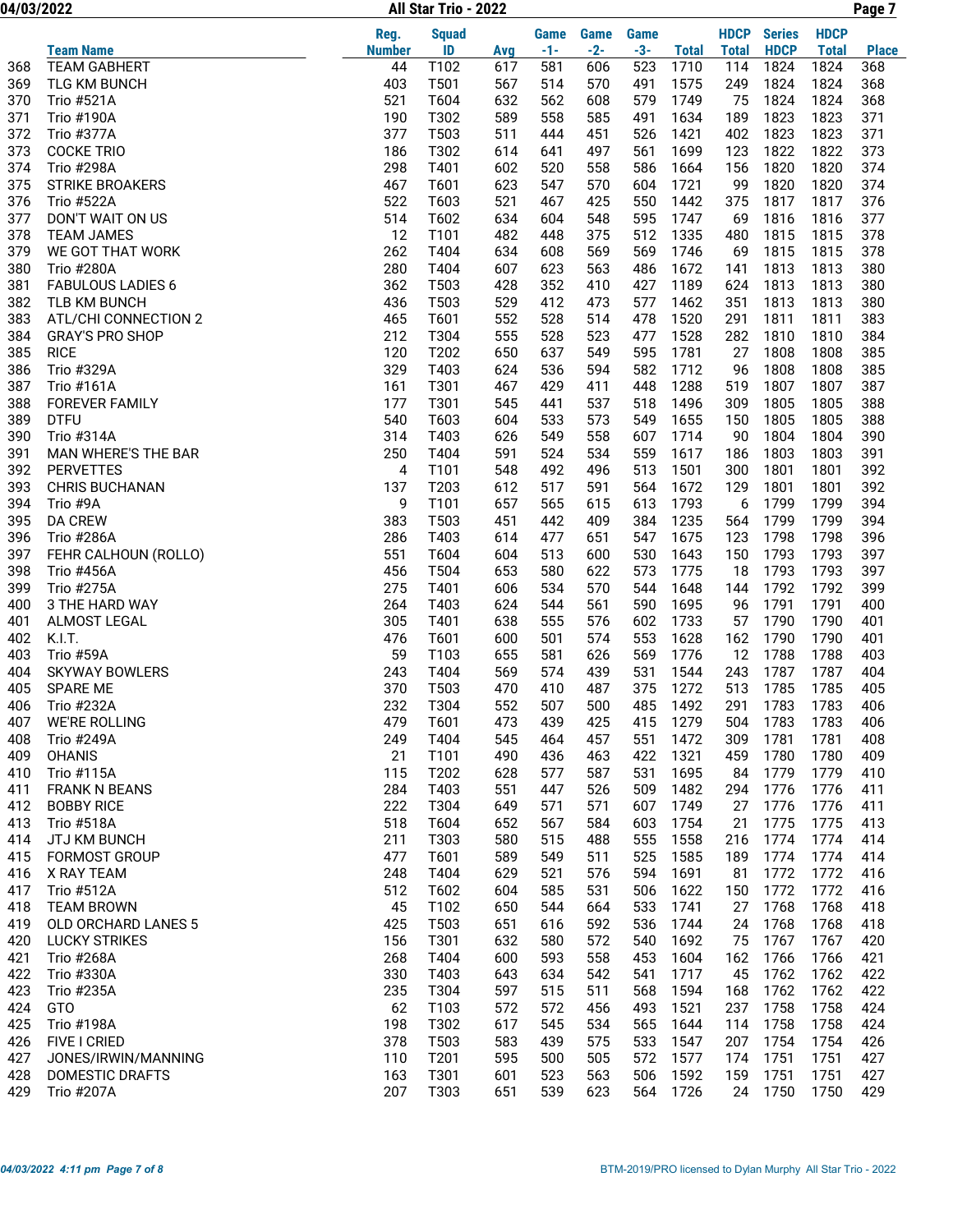04/03/2022 All Star Trio - 2022

| | Team Name | Reg. Number | Squad ID | Avg | Game -1- | Game -2- | Game -3- | Total | HDCP Total | Series HDCP | HDCP Total | Place |
|---|---|---|---|---|---|---|---|---|---|---|---|---|
| 368 | TEAM GABHERT | 44 | T102 | 617 | 581 | 606 | 523 | 1710 | 114 | 1824 | 1824 | 368 |
| 369 | TLG KM BUNCH | 403 | T501 | 567 | 514 | 570 | 491 | 1575 | 249 | 1824 | 1824 | 368 |
| 370 | Trio #521A | 521 | T604 | 632 | 562 | 608 | 579 | 1749 | 75 | 1824 | 1824 | 368 |
| 371 | Trio #190A | 190 | T302 | 589 | 558 | 585 | 491 | 1634 | 189 | 1823 | 1823 | 371 |
| 372 | Trio #377A | 377 | T503 | 511 | 444 | 451 | 526 | 1421 | 402 | 1823 | 1823 | 371 |
| 373 | COCKE TRIO | 186 | T302 | 614 | 641 | 497 | 561 | 1699 | 123 | 1822 | 1822 | 373 |
| 374 | Trio #298A | 298 | T401 | 602 | 520 | 558 | 586 | 1664 | 156 | 1820 | 1820 | 374 |
| 375 | STRIKE BROAKERS | 467 | T601 | 623 | 547 | 570 | 604 | 1721 | 99 | 1820 | 1820 | 374 |
| 376 | Trio #522A | 522 | T603 | 521 | 467 | 425 | 550 | 1442 | 375 | 1817 | 1817 | 376 |
| 377 | DON'T WAIT ON US | 514 | T602 | 634 | 604 | 548 | 595 | 1747 | 69 | 1816 | 1816 | 377 |
| 378 | TEAM JAMES | 12 | T101 | 482 | 448 | 375 | 512 | 1335 | 480 | 1815 | 1815 | 378 |
| 379 | WE GOT THAT WORK | 262 | T404 | 634 | 608 | 569 | 569 | 1746 | 69 | 1815 | 1815 | 378 |
| 380 | Trio #280A | 280 | T404 | 607 | 623 | 563 | 486 | 1672 | 141 | 1813 | 1813 | 380 |
| 381 | FABULOUS LADIES 6 | 362 | T503 | 428 | 352 | 410 | 427 | 1189 | 624 | 1813 | 1813 | 380 |
| 382 | TLB KM BUNCH | 436 | T503 | 529 | 412 | 473 | 577 | 1462 | 351 | 1813 | 1813 | 380 |
| 383 | ATL/CHI CONNECTION 2 | 465 | T601 | 552 | 528 | 514 | 478 | 1520 | 291 | 1811 | 1811 | 383 |
| 384 | GRAY'S PRO SHOP | 212 | T304 | 555 | 528 | 523 | 477 | 1528 | 282 | 1810 | 1810 | 384 |
| 385 | RICE | 120 | T202 | 650 | 637 | 549 | 595 | 1781 | 27 | 1808 | 1808 | 385 |
| 386 | Trio #329A | 329 | T403 | 624 | 536 | 594 | 582 | 1712 | 96 | 1808 | 1808 | 385 |
| 387 | Trio #161A | 161 | T301 | 467 | 429 | 411 | 448 | 1288 | 519 | 1807 | 1807 | 387 |
| 388 | FOREVER FAMILY | 177 | T301 | 545 | 441 | 537 | 518 | 1496 | 309 | 1805 | 1805 | 388 |
| 389 | DTFU | 540 | T603 | 604 | 533 | 573 | 549 | 1655 | 150 | 1805 | 1805 | 388 |
| 390 | Trio #314A | 314 | T403 | 626 | 549 | 558 | 607 | 1714 | 90 | 1804 | 1804 | 390 |
| 391 | MAN WHERE'S THE BAR | 250 | T404 | 591 | 524 | 534 | 559 | 1617 | 186 | 1803 | 1803 | 391 |
| 392 | PERVETTES | 4 | T101 | 548 | 492 | 496 | 513 | 1501 | 300 | 1801 | 1801 | 392 |
| 393 | CHRIS BUCHANAN | 137 | T203 | 612 | 517 | 591 | 564 | 1672 | 129 | 1801 | 1801 | 392 |
| 394 | Trio #9A | 9 | T101 | 657 | 565 | 615 | 613 | 1793 | 6 | 1799 | 1799 | 394 |
| 395 | DA CREW | 383 | T503 | 451 | 442 | 409 | 384 | 1235 | 564 | 1799 | 1799 | 394 |
| 396 | Trio #286A | 286 | T403 | 614 | 477 | 651 | 547 | 1675 | 123 | 1798 | 1798 | 396 |
| 397 | FEHR CALHOUN (ROLLO) | 551 | T604 | 604 | 513 | 600 | 530 | 1643 | 150 | 1793 | 1793 | 397 |
| 398 | Trio #456A | 456 | T504 | 653 | 580 | 622 | 573 | 1775 | 18 | 1793 | 1793 | 397 |
| 399 | Trio #275A | 275 | T401 | 606 | 534 | 570 | 544 | 1648 | 144 | 1792 | 1792 | 399 |
| 400 | 3 THE HARD WAY | 264 | T403 | 624 | 544 | 561 | 590 | 1695 | 96 | 1791 | 1791 | 400 |
| 401 | ALMOST LEGAL | 305 | T401 | 638 | 555 | 576 | 602 | 1733 | 57 | 1790 | 1790 | 401 |
| 402 | K.I.T. | 476 | T601 | 600 | 501 | 574 | 553 | 1628 | 162 | 1790 | 1790 | 401 |
| 403 | Trio #59A | 59 | T103 | 655 | 581 | 626 | 569 | 1776 | 12 | 1788 | 1788 | 403 |
| 404 | SKYWAY BOWLERS | 243 | T404 | 569 | 574 | 439 | 531 | 1544 | 243 | 1787 | 1787 | 404 |
| 405 | SPARE ME | 370 | T503 | 470 | 410 | 487 | 375 | 1272 | 513 | 1785 | 1785 | 405 |
| 406 | Trio #232A | 232 | T304 | 552 | 507 | 500 | 485 | 1492 | 291 | 1783 | 1783 | 406 |
| 407 | WE'RE ROLLING | 479 | T601 | 473 | 439 | 425 | 415 | 1279 | 504 | 1783 | 1783 | 406 |
| 408 | Trio #249A | 249 | T404 | 545 | 464 | 457 | 551 | 1472 | 309 | 1781 | 1781 | 408 |
| 409 | OHANIS | 21 | T101 | 490 | 436 | 463 | 422 | 1321 | 459 | 1780 | 1780 | 409 |
| 410 | Trio #115A | 115 | T202 | 628 | 577 | 587 | 531 | 1695 | 84 | 1779 | 1779 | 410 |
| 411 | FRANK N BEANS | 284 | T403 | 551 | 447 | 526 | 509 | 1482 | 294 | 1776 | 1776 | 411 |
| 412 | BOBBY RICE | 222 | T304 | 649 | 571 | 571 | 607 | 1749 | 27 | 1776 | 1776 | 411 |
| 413 | Trio #518A | 518 | T604 | 652 | 567 | 584 | 603 | 1754 | 21 | 1775 | 1775 | 413 |
| 414 | JTJ KM BUNCH | 211 | T303 | 580 | 515 | 488 | 555 | 1558 | 216 | 1774 | 1774 | 414 |
| 415 | FORMOST GROUP | 477 | T601 | 589 | 549 | 511 | 525 | 1585 | 189 | 1774 | 1774 | 414 |
| 416 | X RAY TEAM | 248 | T404 | 629 | 521 | 576 | 594 | 1691 | 81 | 1772 | 1772 | 416 |
| 417 | Trio #512A | 512 | T602 | 604 | 585 | 531 | 506 | 1622 | 150 | 1772 | 1772 | 416 |
| 418 | TEAM BROWN | 45 | T102 | 650 | 544 | 664 | 533 | 1741 | 27 | 1768 | 1768 | 418 |
| 419 | OLD ORCHARD LANES 5 | 425 | T503 | 651 | 616 | 592 | 536 | 1744 | 24 | 1768 | 1768 | 418 |
| 420 | LUCKY STRIKES | 156 | T301 | 632 | 580 | 572 | 540 | 1692 | 75 | 1767 | 1767 | 420 |
| 421 | Trio #268A | 268 | T404 | 600 | 593 | 558 | 453 | 1604 | 162 | 1766 | 1766 | 421 |
| 422 | Trio #330A | 330 | T403 | 643 | 634 | 542 | 541 | 1717 | 45 | 1762 | 1762 | 422 |
| 423 | Trio #235A | 235 | T304 | 597 | 515 | 511 | 568 | 1594 | 168 | 1762 | 1762 | 422 |
| 424 | GTO | 62 | T103 | 572 | 572 | 456 | 493 | 1521 | 237 | 1758 | 1758 | 424 |
| 425 | Trio #198A | 198 | T302 | 617 | 545 | 534 | 565 | 1644 | 114 | 1758 | 1758 | 424 |
| 426 | FIVE I CRIED | 378 | T503 | 583 | 439 | 575 | 533 | 1547 | 207 | 1754 | 1754 | 426 |
| 427 | JONES/IRWIN/MANNING | 110 | T201 | 595 | 500 | 505 | 572 | 1577 | 174 | 1751 | 1751 | 427 |
| 428 | DOMESTIC DRAFTS | 163 | T301 | 601 | 523 | 563 | 506 | 1592 | 159 | 1751 | 1751 | 427 |
| 429 | Trio #207A | 207 | T303 | 651 | 539 | 623 | 564 | 1726 | 24 | 1750 | 1750 | 429 |

04/03/2022 4:11 pm Page 7 of 8 BTM-2019/PRO licensed to Dylan Murphy All Star Trio - 2022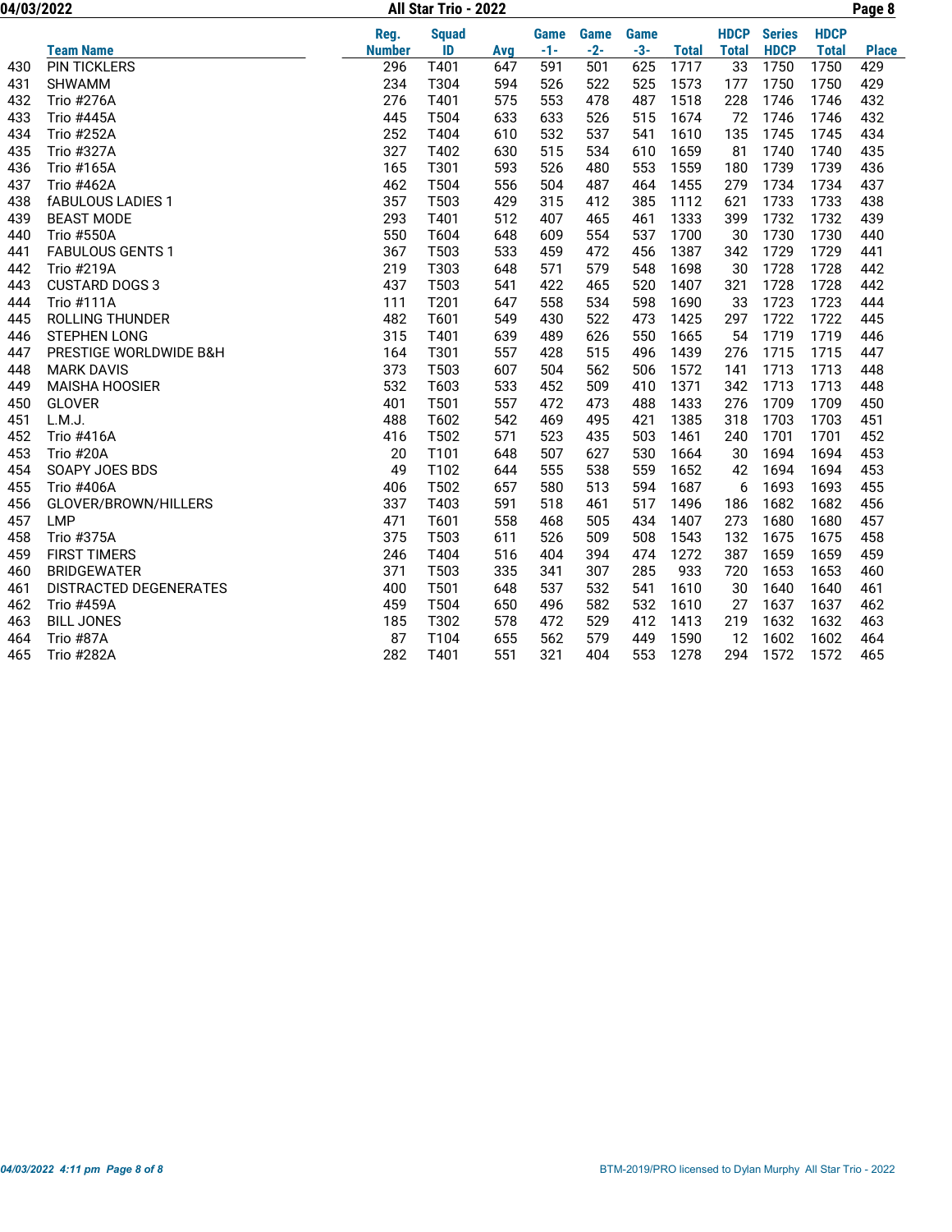| | Team Name | Reg. Number | Squad ID | Avg | Game -1- | Game -2- | Game -3- | Total | HDCP Total | Series HDCP | HDCP Total | Place |
|---|---|---|---|---|---|---|---|---|---|---|---|---|
| 430 | PIN TICKLERS | 296 | T401 | 647 | 591 | 501 | 625 | 1717 | 33 | 1750 | 1750 | 429 |
| 431 | SHWAMM | 234 | T304 | 594 | 526 | 522 | 525 | 1573 | 177 | 1750 | 1750 | 429 |
| 432 | Trio #276A | 276 | T401 | 575 | 553 | 478 | 487 | 1518 | 228 | 1746 | 1746 | 432 |
| 433 | Trio #445A | 445 | T504 | 633 | 633 | 526 | 515 | 1674 | 72 | 1746 | 1746 | 432 |
| 434 | Trio #252A | 252 | T404 | 610 | 532 | 537 | 541 | 1610 | 135 | 1745 | 1745 | 434 |
| 435 | Trio #327A | 327 | T402 | 630 | 515 | 534 | 610 | 1659 | 81 | 1740 | 1740 | 435 |
| 436 | Trio #165A | 165 | T301 | 593 | 526 | 480 | 553 | 1559 | 180 | 1739 | 1739 | 436 |
| 437 | Trio #462A | 462 | T504 | 556 | 504 | 487 | 464 | 1455 | 279 | 1734 | 1734 | 437 |
| 438 | fABULOUS LADIES 1 | 357 | T503 | 429 | 315 | 412 | 385 | 1112 | 621 | 1733 | 1733 | 438 |
| 439 | BEAST MODE | 293 | T401 | 512 | 407 | 465 | 461 | 1333 | 399 | 1732 | 1732 | 439 |
| 440 | Trio #550A | 550 | T604 | 648 | 609 | 554 | 537 | 1700 | 30 | 1730 | 1730 | 440 |
| 441 | FABULOUS GENTS 1 | 367 | T503 | 533 | 459 | 472 | 456 | 1387 | 342 | 1729 | 1729 | 441 |
| 442 | Trio #219A | 219 | T303 | 648 | 571 | 579 | 548 | 1698 | 30 | 1728 | 1728 | 442 |
| 443 | CUSTARD DOGS 3 | 437 | T503 | 541 | 422 | 465 | 520 | 1407 | 321 | 1728 | 1728 | 442 |
| 444 | Trio #111A | 111 | T201 | 647 | 558 | 534 | 598 | 1690 | 33 | 1723 | 1723 | 444 |
| 445 | ROLLING THUNDER | 482 | T601 | 549 | 430 | 522 | 473 | 1425 | 297 | 1722 | 1722 | 445 |
| 446 | STEPHEN LONG | 315 | T401 | 639 | 489 | 626 | 550 | 1665 | 54 | 1719 | 1719 | 446 |
| 447 | PRESTIGE WORLDWIDE B&H | 164 | T301 | 557 | 428 | 515 | 496 | 1439 | 276 | 1715 | 1715 | 447 |
| 448 | MARK DAVIS | 373 | T503 | 607 | 504 | 562 | 506 | 1572 | 141 | 1713 | 1713 | 448 |
| 449 | MAISHA HOOSIER | 532 | T603 | 533 | 452 | 509 | 410 | 1371 | 342 | 1713 | 1713 | 448 |
| 450 | GLOVER | 401 | T501 | 557 | 472 | 473 | 488 | 1433 | 276 | 1709 | 1709 | 450 |
| 451 | L.M.J. | 488 | T602 | 542 | 469 | 495 | 421 | 1385 | 318 | 1703 | 1703 | 451 |
| 452 | Trio #416A | 416 | T502 | 571 | 523 | 435 | 503 | 1461 | 240 | 1701 | 1701 | 452 |
| 453 | Trio #20A | 20 | T101 | 648 | 507 | 627 | 530 | 1664 | 30 | 1694 | 1694 | 453 |
| 454 | SOAPY JOES BDS | 49 | T102 | 644 | 555 | 538 | 559 | 1652 | 42 | 1694 | 1694 | 453 |
| 455 | Trio #406A | 406 | T502 | 657 | 580 | 513 | 594 | 1687 | 6 | 1693 | 1693 | 455 |
| 456 | GLOVER/BROWN/HILLERS | 337 | T403 | 591 | 518 | 461 | 517 | 1496 | 186 | 1682 | 1682 | 456 |
| 457 | LMP | 471 | T601 | 558 | 468 | 505 | 434 | 1407 | 273 | 1680 | 1680 | 457 |
| 458 | Trio #375A | 375 | T503 | 611 | 526 | 509 | 508 | 1543 | 132 | 1675 | 1675 | 458 |
| 459 | FIRST TIMERS | 246 | T404 | 516 | 404 | 394 | 474 | 1272 | 387 | 1659 | 1659 | 459 |
| 460 | BRIDGEWATER | 371 | T503 | 335 | 341 | 307 | 285 | 933 | 720 | 1653 | 1653 | 460 |
| 461 | DISTRACTED DEGENERATES | 400 | T501 | 648 | 537 | 532 | 541 | 1610 | 30 | 1640 | 1640 | 461 |
| 462 | Trio #459A | 459 | T504 | 650 | 496 | 582 | 532 | 1610 | 27 | 1637 | 1637 | 462 |
| 463 | BILL JONES | 185 | T302 | 578 | 472 | 529 | 412 | 1413 | 219 | 1632 | 1632 | 463 |
| 464 | Trio #87A | 87 | T104 | 655 | 562 | 579 | 449 | 1590 | 12 | 1602 | 1602 | 464 |
| 465 | Trio #282A | 282 | T401 | 551 | 321 | 404 | 553 | 1278 | 294 | 1572 | 1572 | 465 |

BTM-2019/PRO licensed to Dylan Murphy All Star Trio - 2022